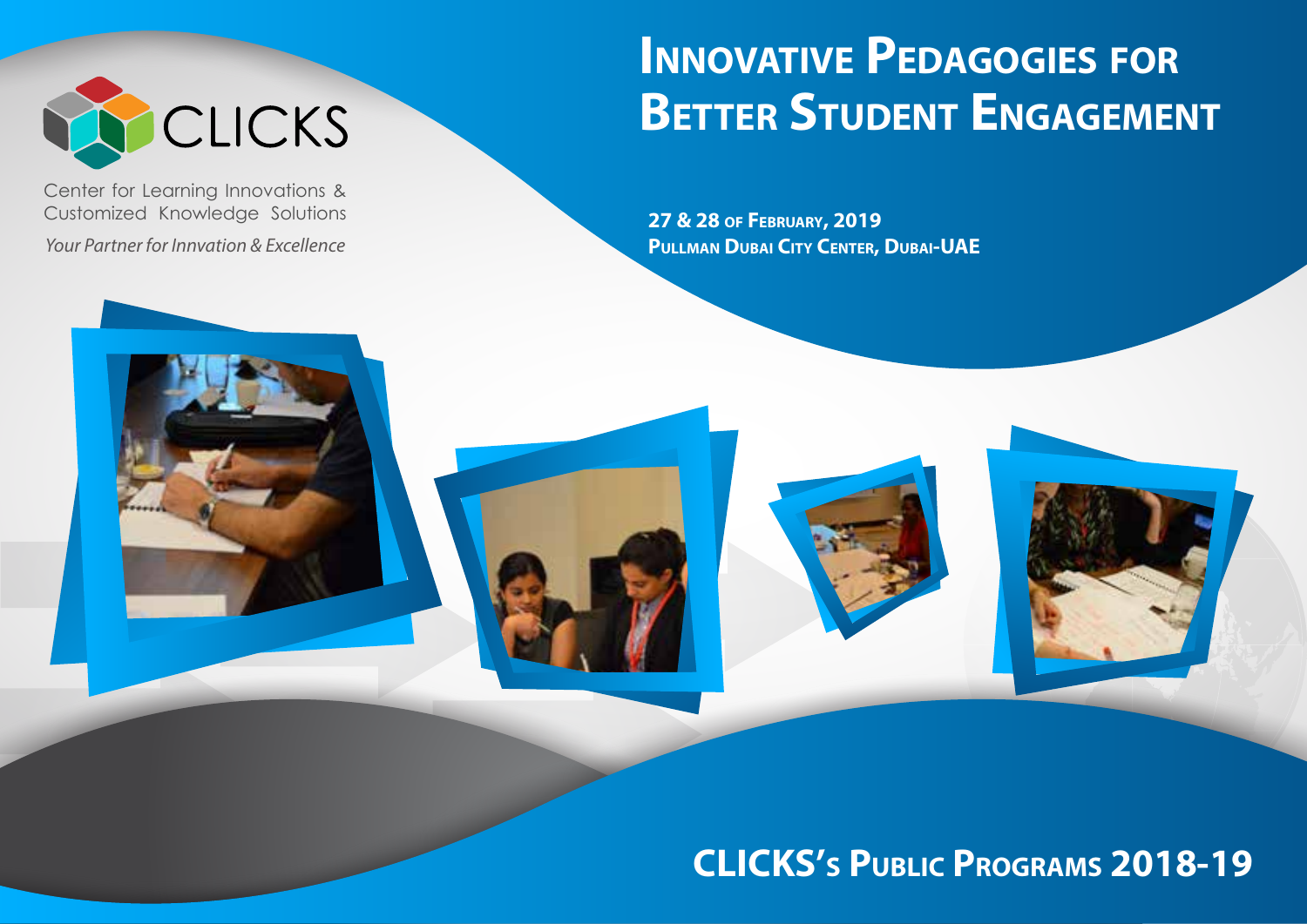CLICKS

Center for Learning Innovations & Customized Knowledge Solutions

*Your Partner for Innvation & Excellence*

# Innovative Pedagogies for Better Student Engagement

**27 & 28 of February, 2019**
**Pullman Dubai City Center, Dubai-UAE**

## CLICKS's Public Programs 2018-19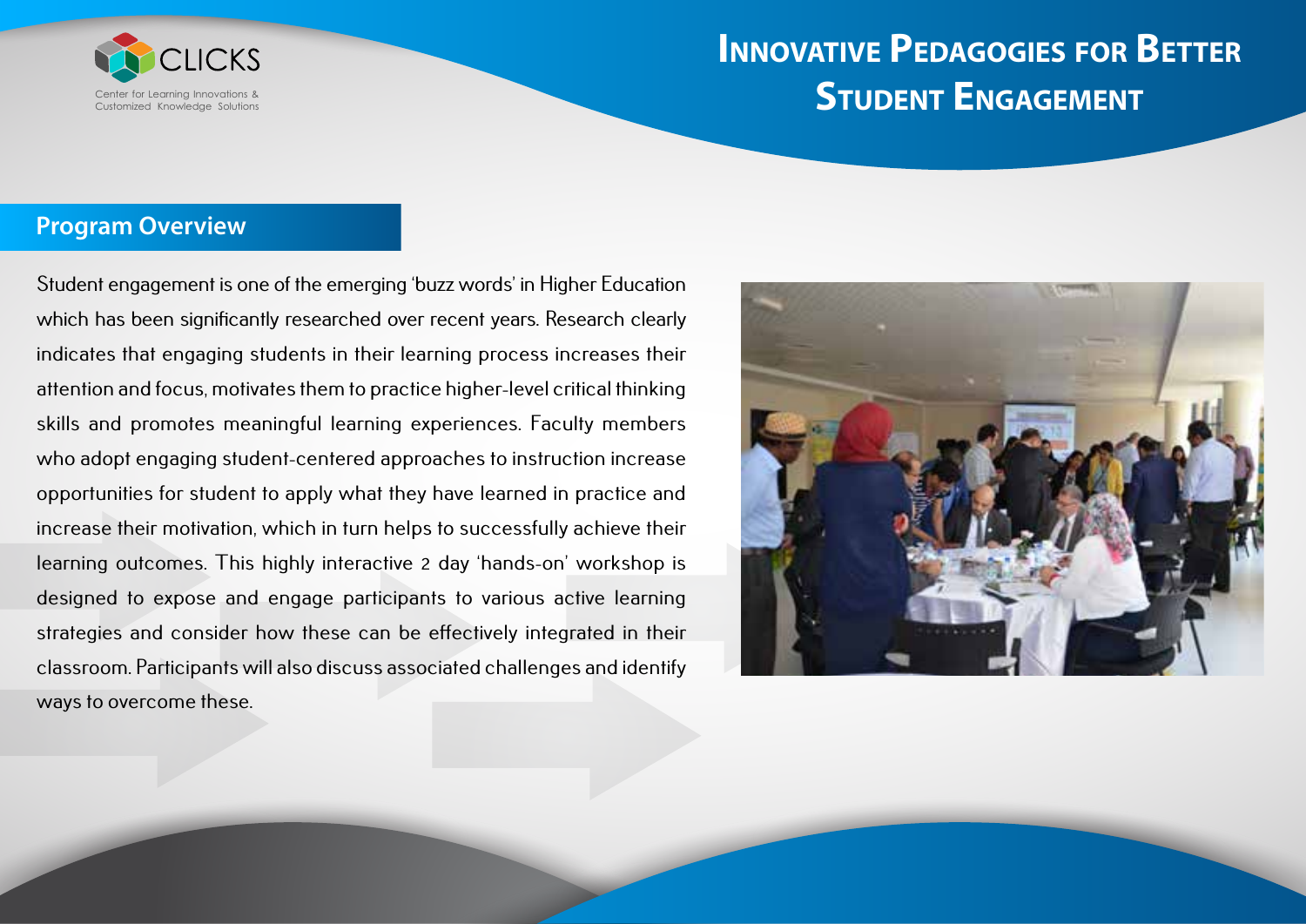# Innovative Pedagogies for Better Student Engagement

## Program Overview

Student engagement is one of the emerging 'buzz words' in Higher Education which has been significantly researched over recent years. Research clearly indicates that engaging students in their learning process increases their attention and focus, motivates them to practice higher-level critical thinking skills and promotes meaningful learning experiences. Faculty members who adopt engaging student-centered approaches to instruction increase opportunities for student to apply what they have learned in practice and increase their motivation, which in turn helps to successfully achieve their learning outcomes. This highly interactive 2 day 'hands-on' workshop is designed to expose and engage participants to various active learning strategies and consider how these can be effectively integrated in their classroom. Participants will also discuss associated challenges and identify ways to overcome these.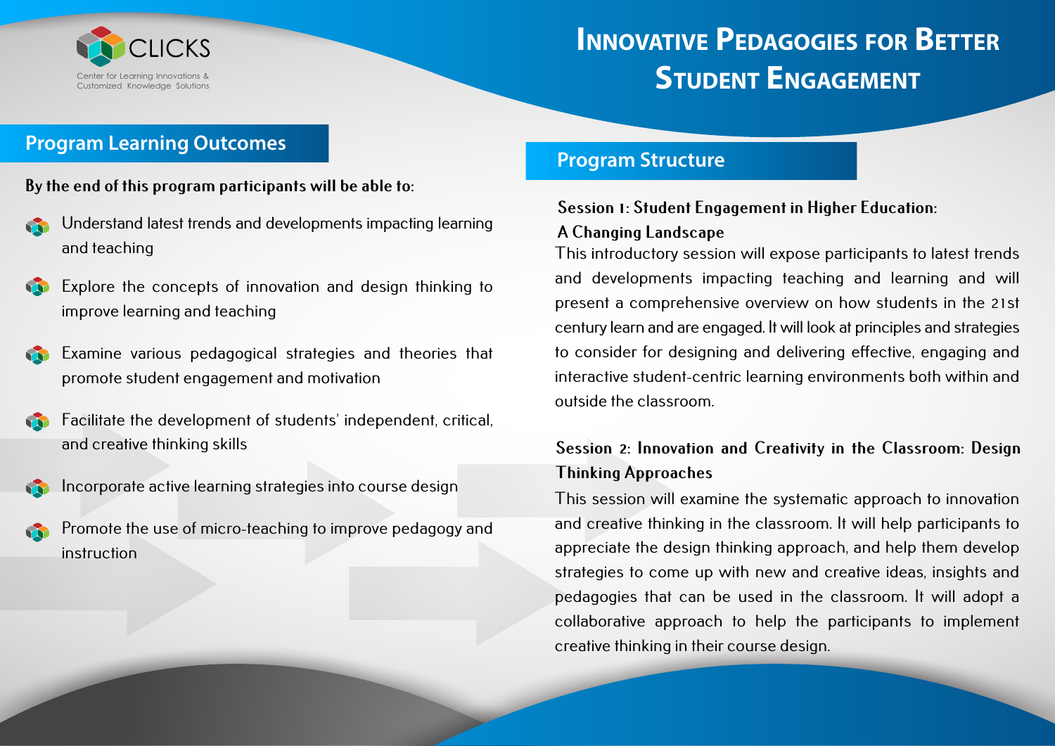CLICKS

Center for Learning Innovations & Customized Knowledge Solutions

# Innovative Pedagogies for Better Student Engagement

## Program Learning Outcomes

**By the end of this program participants will be able to:**

- Understand latest trends and developments impacting learning and teaching
- Explore the concepts of innovation and design thinking to improve learning and teaching
- Examine various pedagogical strategies and theories that promote student engagement and motivation
- Facilitate the development of students' independent, critical, and creative thinking skills
- Incorporate active learning strategies into course design
- Promote the use of micro-teaching to improve pedagogy and instruction

## Program Structure

### Session 1: Student Engagement in Higher Education: A Changing Landscape

This introductory session will expose participants to latest trends and developments impacting teaching and learning and will present a comprehensive overview on how students in the 21st century learn and are engaged. It will look at principles and strategies to consider for designing and delivering effective, engaging and interactive student-centric learning environments both within and outside the classroom.

### Session 2: Innovation and Creativity in the Classroom: Design Thinking Approaches

This session will examine the systematic approach to innovation and creative thinking in the classroom. It will help participants to appreciate the design thinking approach, and help them develop strategies to come up with new and creative ideas, insights and pedagogies that can be used in the classroom. It will adopt a collaborative approach to help the participants to implement creative thinking in their course design.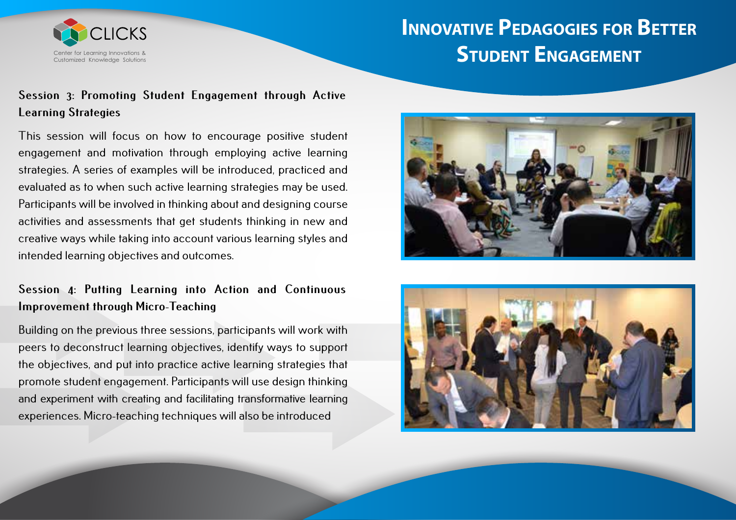# Innovative Pedagogies for Better Student Engagement

## Session 3: Promoting Student Engagement through Active Learning Strategies

This session will focus on how to encourage positive student engagement and motivation through employing active learning strategies. A series of examples will be introduced, practiced and evaluated as to when such active learning strategies may be used. Participants will be involved in thinking about and designing course activities and assessments that get students thinking in new and creative ways while taking into account various learning styles and intended learning objectives and outcomes.

## Session 4: Putting Learning into Action and Continuous Improvement through Micro-Teaching

Building on the previous three sessions, participants will work with peers to deconstruct learning objectives, identify ways to support the objectives, and put into practice active learning strategies that promote student engagement. Participants will use design thinking and experiment with creating and facilitating transformative learning experiences. Micro-teaching techniques will also be introduced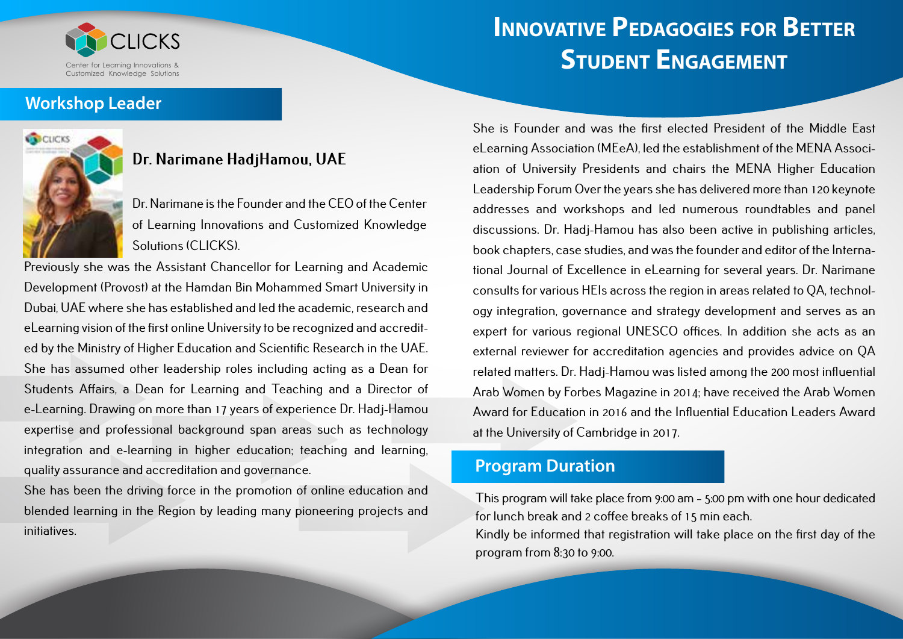CLICKS

Center for Learning Innovations & Customized Knowledge Solutions

# Innovative Pedagogies for Better Student Engagement

## Workshop Leader

### Dr. Narimane HadjHamou, UAE

Dr. Narimane is the Founder and the CEO of the Center of Learning Innovations and Customized Knowledge Solutions (CLICKS).

Previously she was the Assistant Chancellor for Learning and Academic Development (Provost) at the Hamdan Bin Mohammed Smart University in Dubai, UAE where she has established and led the academic, research and eLearning vision of the first online University to be recognized and accredited by the Ministry of Higher Education and Scientific Research in the UAE. She has assumed other leadership roles including acting as a Dean for Students Affairs, a Dean for Learning and Teaching and a Director of e-Learning. Drawing on more than 17 years of experience Dr. Hadj-Hamou expertise and professional background span areas such as technology integration and e-learning in higher education; teaching and learning, quality assurance and accreditation and governance.

She has been the driving force in the promotion of online education and blended learning in the Region by leading many pioneering projects and initiatives.

She is Founder and was the first elected President of the Middle East eLearning Association (MEeA), led the establishment of the MENA Association of University Presidents and chairs the MENA Higher Education Leadership Forum Over the years she has delivered more than 120 keynote addresses and workshops and led numerous roundtables and panel discussions. Dr. Hadj-Hamou has also been active in publishing articles, book chapters, case studies, and was the founder and editor of the International Journal of Excellence in eLearning for several years. Dr. Narimane consults for various HEIs across the region in areas related to QA, technology integration, governance and strategy development and serves as an expert for various regional UNESCO offices. In addition she acts as an external reviewer for accreditation agencies and provides advice on QA related matters. Dr. Hadj-Hamou was listed among the 200 most influential Arab Women by Forbes Magazine in 2014; have received the Arab Women Award for Education in 2016 and the Influential Education Leaders Award at the University of Cambridge in 2017.

## Program Duration

This program will take place from 9:00 am – 5:00 pm with one hour dedicated for lunch break and 2 coffee breaks of 15 min each.

Kindly be informed that registration will take place on the first day of the program from 8:30 to 9:00.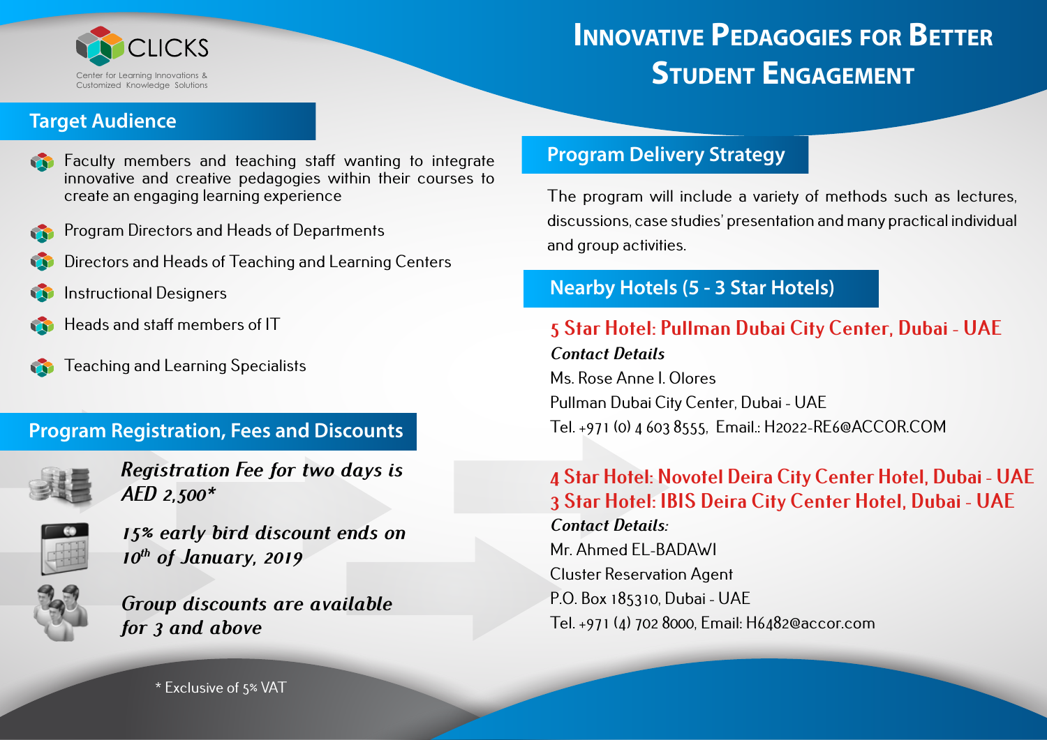CLICKS

Center for Learning Innovations & Customized Knowledge Solutions

# Innovative Pedagogies for Better Student Engagement

## Target Audience

- Faculty members and teaching staff wanting to integrate innovative and creative pedagogies within their courses to create an engaging learning experience
- Program Directors and Heads of Departments
- Directors and Heads of Teaching and Learning Centers
- Instructional Designers
- Heads and staff members of IT
- Teaching and Learning Specialists

## Program Registration, Fees and Discounts

*Registration Fee for two days is AED 2,500**

*15% early bird discount ends on 10th of January, 2019*

*Group discounts are available for 3 and above*

* Exclusive of 5% VAT

## Program Delivery Strategy

The program will include a variety of methods such as lectures, discussions, case studies' presentation and many practical individual and group activities.

## Nearby Hotels (5 - 3 Star Hotels)

### 5 Star Hotel: Pullman Dubai City Center, Dubai - UAE

***Contact Details***

Ms. Rose Anne I. Olores

Pullman Dubai City Center, Dubai - UAE

Tel. +971 (0) 4 603 8555, Email.: H2022-RE6@ACCOR.COM

### 4 Star Hotel: Novotel Deira City Center Hotel, Dubai - UAE

### 3 Star Hotel: IBIS Deira City Center Hotel, Dubai - UAE

***Contact Details:***

Mr. Ahmed EL-BADAWI

Cluster Reservation Agent

P.O. Box 185310, Dubai - UAE

Tel. +971 (4) 702 8000, Email: H6482@accor.com